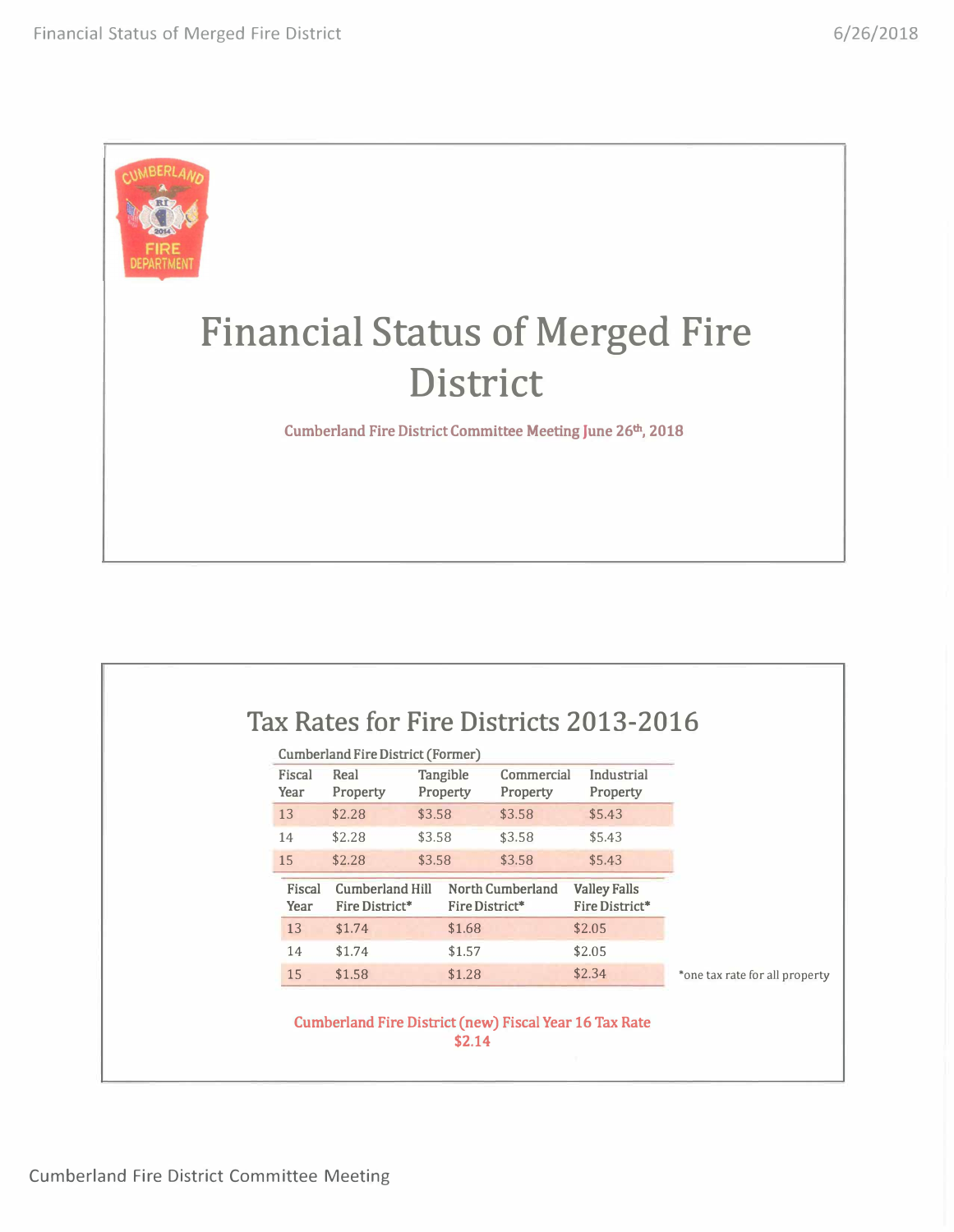# Financial Status of Merged Fire District

**Cumberland Fire District Committee Meeting June 26th, 2018**

## Tax Rates for Fire Districts 2013-2016

Cumberland Fire District (Former)

| Fiscal Year | Real Property | Tangible Property | Commercial Property | Industrial Property |
|---|---|---|---|---|
| 13 | $2.28 | $3.58 | $3.58 | $5.43 |
| 14 | $2.28 | $3.58 | $3.58 | $5.43 |
| 15 | $2.28 | $3.58 | $3.58 | $5.43 |

| Fiscal Year | Cumberland Hill Fire District* | North Cumberland Fire District* | Valley Falls Fire District* |
|---|---|---|---|
| 13 | $1.74 | $1.68 | $2.05 |
| 14 | $1.74 | $1.57 | $2.05 |
| 15 | $1.58 | $1.28 | $2.34 |

*one tax rate for all property

**Cumberland Fire District (new) Fiscal Year 16 Tax Rate**
**$2.14**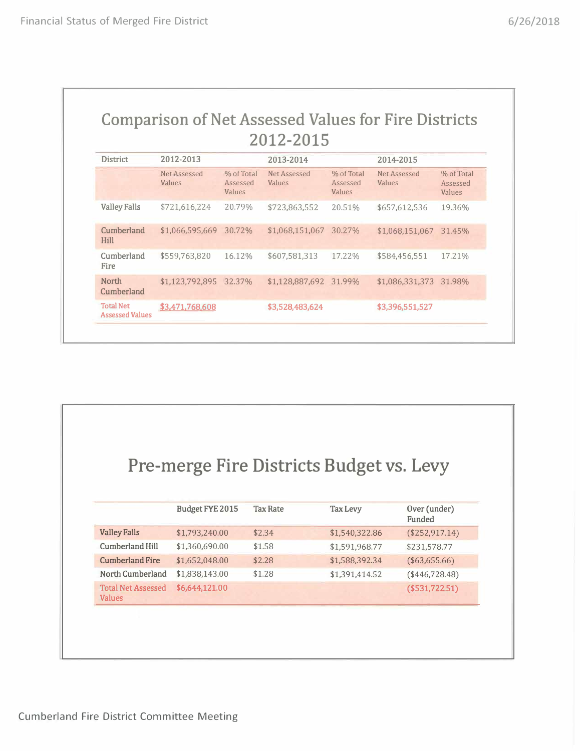## Comparison of Net Assessed Values for Fire Districts 2012-2015

| District | 2012-2013 | | 2013-2014 | | 2014-2015 | |
|---|---|---|---|---|---|---|
| | Net Assessed Values | % of Total Assessed Values | Net Assessed Values | % of Total Assessed Values | Net Assessed Values | % of Total Assessed Values |
| Valley Falls | $721,616,224 | 20.79% | $723,863,552 | 20.51% | $657,612,536 | 19.36% |
| Cumberland Hill | $1,066,595,669 | 30.72% | $1,068,151,067 | 30.27% | $1,068,151,067 | 31.45% |
| Cumberland Fire | $559,763,820 | 16.12% | $607,581,313 | 17.22% | $584,456,551 | 17.21% |
| North Cumberland | $1,123,792,895 | 32.37% | $1,128,887,692 | 31.99% | $1,086,331,373 | 31.98% |
| Total Net Assessed Values | $3,471,768,608 | | $3,528,483,624 | | $3,396,551,527 | |

## Pre-merge Fire Districts Budget vs. Levy

| | Budget FYE 2015 | Tax Rate | Tax Levy | Over (under) Funded |
|---|---|---|---|---|
| Valley Falls | $1,793,240.00 | $2.34 | $1,540,322.86 | ($252,917.14) |
| Cumberland Hill | $1,360,690.00 | $1.58 | $1,591,968.77 | $231,578.77 |
| Cumberland Fire | $1,652,048.00 | $2.28 | $1,588,392.34 | ($63,655.66) |
| North Cumberland | $1,838,143.00 | $1.28 | $1,391,414.52 | ($446,728.48) |
| Total Net Assessed Values | $6,644,121.00 | | | ($531,722.51) |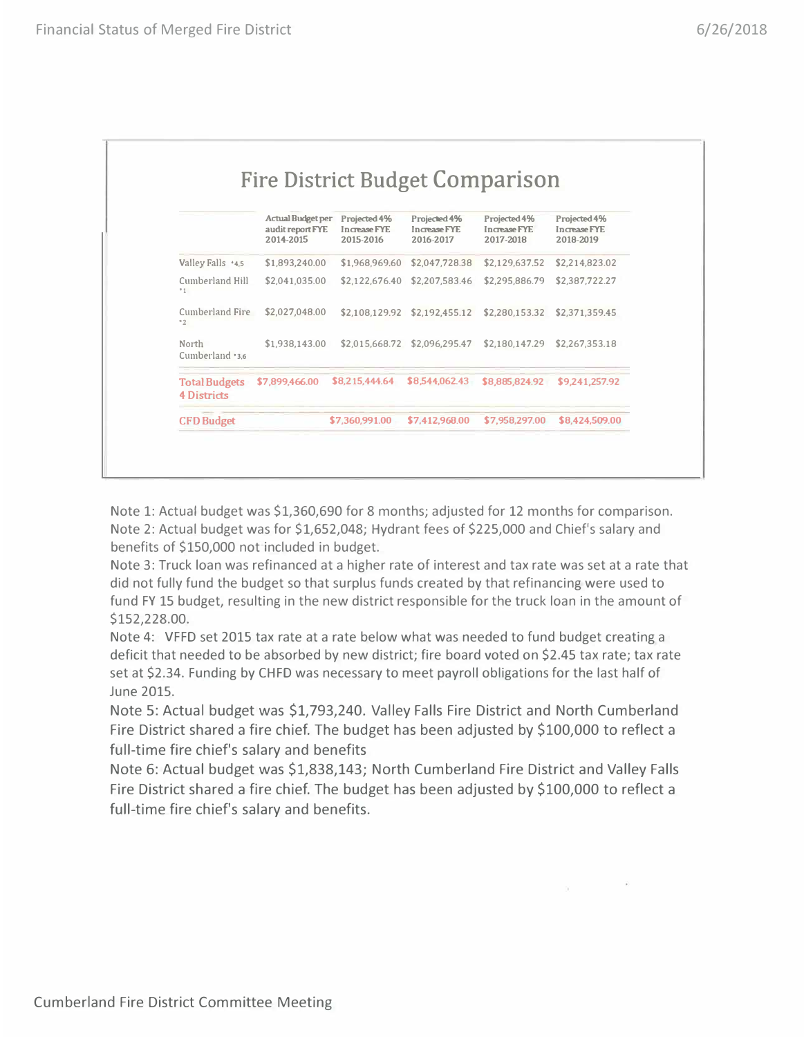# Fire District Budget Comparison

| | Actual Budget per audit report FYE 2014-2015 | Projected 4% Increase FYE 2015-2016 | Projected 4% Increase FYE 2016-2017 | Projected 4% Increase FYE 2017-2018 | Projected 4% Increase FYE 2018-2019 |
|---|---|---|---|---|---|
| Valley Falls *4,5 | $1,893,240.00 | $1,968,969.60 | $2,047,728.38 | $2,129,637.52 | $2,214,823.02 |
| Cumberland Hill *1 | $2,041,035.00 | $2,122,676.40 | $2,207,583.46 | $2,295,886.79 | $2,387,722.27 |
| Cumberland Fire *2 | $2,027,048.00 | $2,108,129.92 | $2,192,455.12 | $2,280,153.32 | $2,371,359.45 |
| North Cumberland *3,6 | $1,938,143.00 | $2,015,668.72 | $2,096,295.47 | $2,180,147.29 | $2,267,353.18 |
| **Total Budgets 4 Districts** | **$7,899,466.00** | **$8,215,444.64** | **$8,544,062.43** | **$8,885,824.92** | **$9,241,257.92** |
| **CFD Budget** | | **$7,360,991.00** | **$7,412,968.00** | **$7,958,297.00** | **$8,424,509.00** |

Note 1: Actual budget was $1,360,690 for 8 months; adjusted for 12 months for comparison.

Note 2: Actual budget was for $1,652,048; Hydrant fees of $225,000 and Chief's salary and benefits of $150,000 not included in budget.

Note 3: Truck loan was refinanced at a higher rate of interest and tax rate was set at a rate that did not fully fund the budget so that surplus funds created by that refinancing were used to fund FY 15 budget, resulting in the new district responsible for the truck loan in the amount of $152,228.00.

Note 4: VFFD set 2015 tax rate at a rate below what was needed to fund budget creating a deficit that needed to be absorbed by new district; fire board voted on $2.45 tax rate; tax rate set at $2.34. Funding by CHFD was necessary to meet payroll obligations for the last half of June 2015.

Note 5: Actual budget was $1,793,240. Valley Falls Fire District and North Cumberland Fire District shared a fire chief. The budget has been adjusted by $100,000 to reflect a full-time fire chief's salary and benefits

Note 6: Actual budget was $1,838,143; North Cumberland Fire District and Valley Falls Fire District shared a fire chief. The budget has been adjusted by $100,000 to reflect a full-time fire chief's salary and benefits.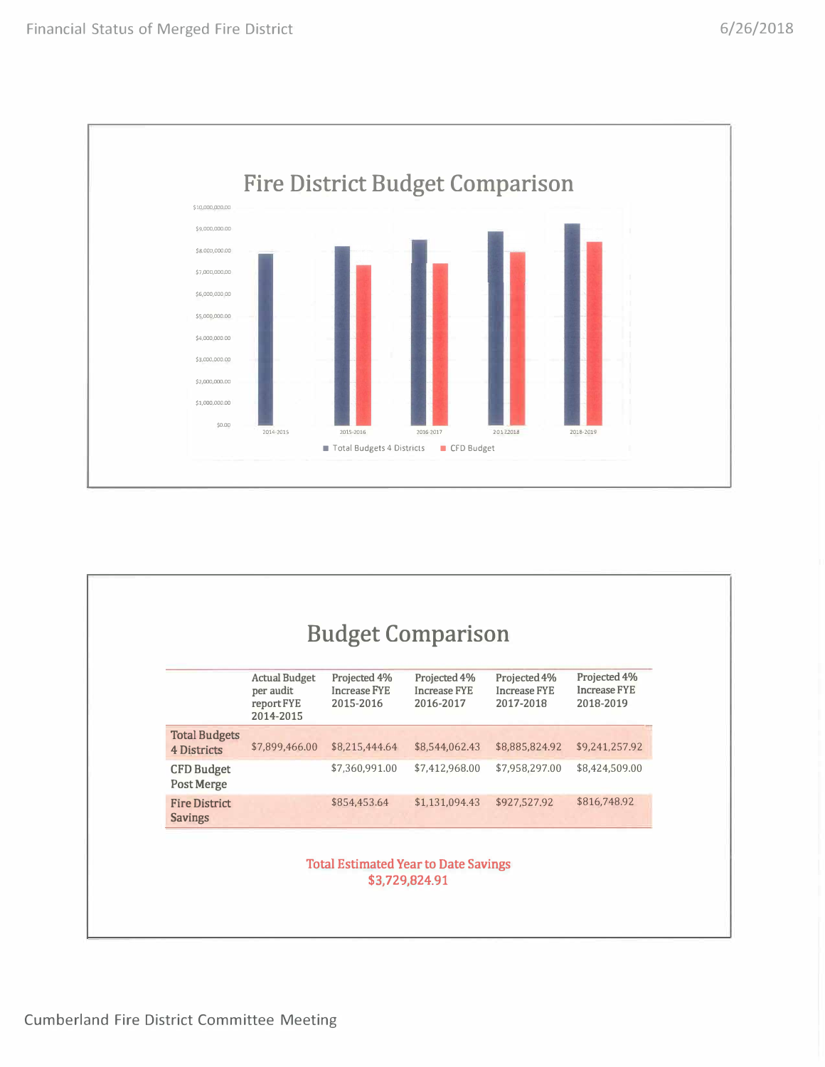## Fire District Budget Comparison

## Budget Comparison

| | Actual Budget per audit report FYE 2014-2015 | Projected 4% Increase FYE 2015-2016 | Projected 4% Increase FYE 2016-2017 | Projected 4% Increase FYE 2017-2018 | Projected 4% Increase FYE 2018-2019 |
|---|---|---|---|---|---|
| Total Budgets 4 Districts | $7,899,466.00 | $8,215,444.64 | $8,544,062.43 | $8,885,824.92 | $9,241,257.92 |
| CFD Budget Post Merge | | $7,360,991.00 | $7,412,968.00 | $7,958,297.00 | $8,424,509.00 |
| Fire District Savings | | $854,453.64 | $1,131,094.43 | $927,527.92 | $816,748.92 |

**Total Estimated Year to Date Savings**
**$3,729,824.91**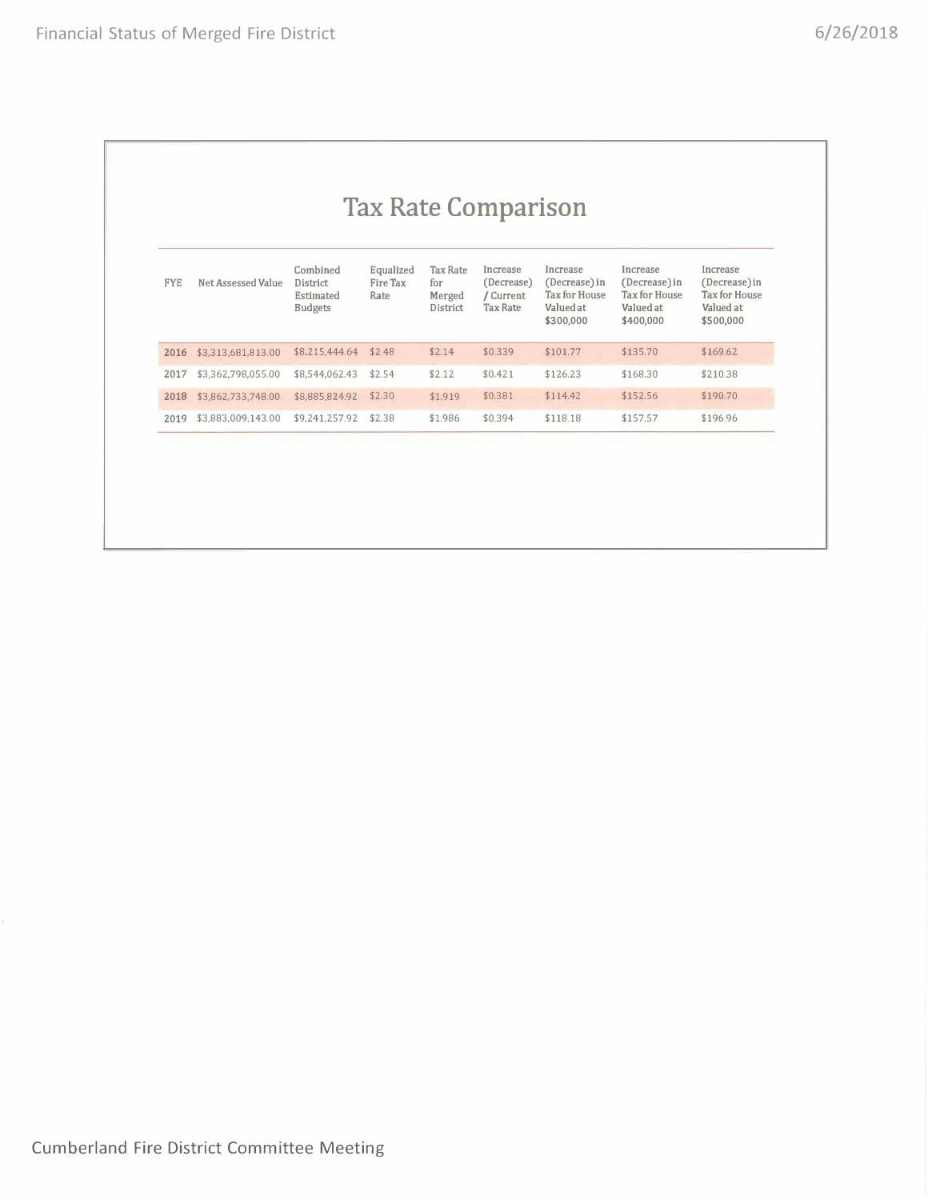# Tax Rate Comparison

| FYE | Net Assessed Value | Combined District Estimated Budgets | Equalized Fire Tax Rate | Tax Rate for Merged District | Increase (Decrease) / Current Tax Rate | Increase (Decrease) in Tax for House Valued at $300,000 | Increase (Decrease) in Tax for House Valued at $400,000 | Increase (Decrease) in Tax for House Valued at $500,000 |
|---|---|---|---|---|---|---|---|---|
| 2016 | $3,313,681,813.00 | $8,215,444.64 | $2.48 | $2.14 | $0.339 | $101.77 | $135.70 | $169.62 |
| 2017 | $3,362,798,055.00 | $8,544,062.43 | $2.54 | $2.12 | $0.421 | $126.23 | $168.30 | $210.38 |
| 2018 | $3,862,733,748.00 | $8,885,824.92 | $2.30 | $1.919 | $0.381 | $114.42 | $152.56 | $190.70 |
| 2019 | $3,883,009,143.00 | $9,241,257.92 | $2.38 | $1.986 | $0.394 | $118.18 | $157.57 | $196.96 |